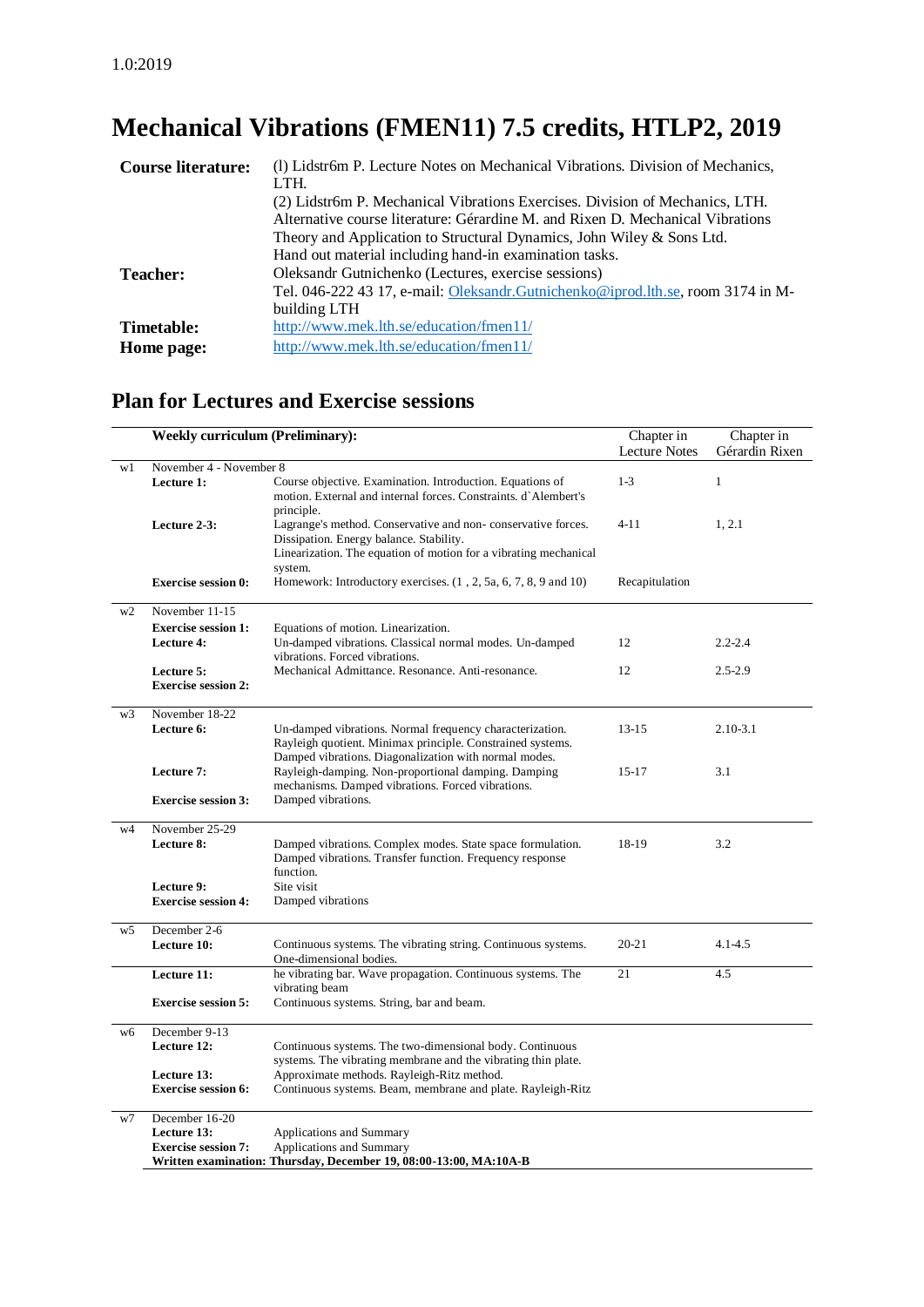1.0:2019

# Mechanical Vibrations (FMEN11) 7.5 credits, HTLP2, 2019

| | |
|---|---|
| **Course literature:** | (l) Lidstr6m P. Lecture Notes on Mechanical Vibrations. Division of Mechanics, LTH.<br>(2) Lidstr6m P. Mechanical Vibrations Exercises. Division of Mechanics, LTH.<br>Alternative course literature: Gérardine M. and Rixen D. Mechanical Vibrations Theory and Application to Structural Dynamics, John Wiley & Sons Ltd.<br>Hand out material including hand-in examination tasks. |
| **Teacher:** | Oleksandr Gutnichenko (Lectures, exercise sessions)<br>Tel. 046-222 43 17, e-mail: Oleksandr.Gutnichenko@iprod.lth.se, room 3174 in M-building LTH |
| **Timetable:** | http://www.mek.lth.se/education/fmen11/ |
| **Home page:** | http://www.mek.lth.se/education/fmen11/ |

## Plan for Lectures and Exercise sessions

| | **Weekly curriculum (Preliminary):** | | Chapter in Lecture Notes | Chapter in Gérardin Rixen |
|---|---|---|---|---|
| w1 | November 4 - November 8 | | | |
| | **Lecture 1:** | Course objective. Examination. Introduction. Equations of motion. External and internal forces. Constraints. d`Alembert's principle. | 1-3 | 1 |
| | **Lecture 2-3:** | Lagrange's method. Conservative and non- conservative forces. Dissipation. Energy balance. Stability. Linearization. The equation of motion for a vibrating mechanical system. | 4-11 | 1, 2.1 |
| | **Exercise session 0:** | Homework: Introductory exercises. (1 , 2, 5a, 6, 7, 8, 9 and 10) | Recapitulation | |
| w2 | November 11-15 | | | |
| | **Exercise session 1:** | Equations of motion. Linearization. | | |
| | **Lecture 4:** | Un-damped vibrations. Classical normal modes. Un-damped vibrations. Forced vibrations. | 12 | 2.2-2.4 |
| | **Lecture 5:** | Mechanical Admittance. Resonance. Anti-resonance. | 12 | 2.5-2.9 |
| | **Exercise session 2:** | | | |
| w3 | November 18-22 | | | |
| | **Lecture 6:** | Un-damped vibrations. Normal frequency characterization. Rayleigh quotient. Minimax principle. Constrained systems. Damped vibrations. Diagonalization with normal modes. | 13-15 | 2.10-3.1 |
| | **Lecture 7:** | Rayleigh-damping. Non-proportional damping. Damping mechanisms. Damped vibrations. Forced vibrations. | 15-17 | 3.1 |
| | **Exercise session 3:** | Damped vibrations. | | |
| w4 | November 25-29 | | | |
| | **Lecture 8:** | Damped vibrations. Complex modes. State space formulation. Damped vibrations. Transfer function. Frequency response function. | 18-19 | 3.2 |
| | **Lecture 9:** | Site visit | | |
| | **Exercise session 4:** | Damped vibrations | | |
| w5 | December 2-6 | | | |
| | **Lecture 10:** | Continuous systems. The vibrating string. Continuous systems. One-dimensional bodies. | 20-21 | 4.1-4.5 |
| | **Lecture 11:** | he vibrating bar. Wave propagation. Continuous systems. The vibrating beam | 21 | 4.5 |
| | **Exercise session 5:** | Continuous systems. String, bar and beam. | | |
| w6 | December 9-13 | | | |
| | **Lecture 12:** | Continuous systems. The two-dimensional body. Continuous systems. The vibrating membrane and the vibrating thin plate. | | |
| | **Lecture 13:** | Approximate methods. Rayleigh-Ritz method. | | |
| | **Exercise session 6:** | Continuous systems. Beam, membrane and plate. Rayleigh-Ritz | | |
| w7 | December 16-20 | | | |
| | **Lecture 13:** | Applications and Summary | | |
| | **Exercise session 7:** | Applications and Summary | | |
| | **Written examination: Thursday, December 19, 08:00-13:00, MA:10A-B** | | | |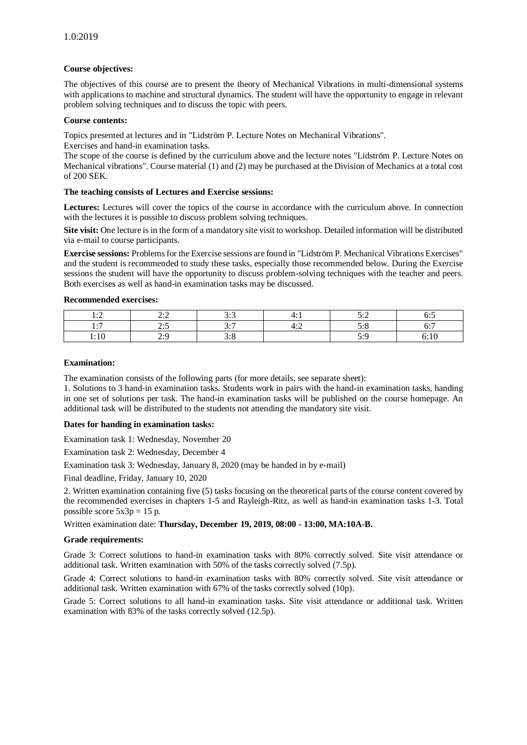1.0:2019

**Course objectives:**

The objectives of this course are to present the theory of Mechanical Vibrations in multi-dimensional systems with applications to machine and structural dynamics. The student will have the opportunity to engage in relevant problem solving techniques and to discuss the topic with peers.

**Course contents:**

Topics presented at lectures and in "Lidström P. Lecture Notes on Mechanical Vibrations".
Exercises and hand-in examination tasks.
The scope of the course is defined by the curriculum above and the lecture notes "Lidström P. Lecture Notes on Mechanical vibrations". Course material (1) and (2) may be purchased at the Division of Mechanics at a total cost of 200 SEK.

**The teaching consists of Lectures and Exercise sessions:**

**Lectures:** Lectures will cover the topics of the course in accordance with the curriculum above. In connection with the lectures it is possible to discuss problem solving techniques.

**Site visit:** One lecture is in the form of a mandatory site visit to workshop. Detailed information will be distributed via e-mail to course participants.

**Exercise sessions:** Problems for the Exercise sessions are found in "Lidström P. Mechanical Vibrations Exercises" and the student is recommended to study these tasks, especially those recommended below. During the Exercise sessions the student will have the opportunity to discuss problem-solving techniques with the teacher and peers. Both exercises as well as hand-in examination tasks may be discussed.

**Recommended exercises:**

| | | | | | |
|---|---|---|---|---|---|
| 1:2 | 2:2 | 3:3 | 4:1 | 5:2 | 6:5 |
| 1:7 | 2:5 | 3:7 | 4:2 | 5:8 | 6:7 |
| 1:10 | 2:9 | 3:8 | | 5:9 | 6:10 |

**Examination:**

The examination consists of the following parts (for more details, see separate sheet):

1. Solutions to 3 hand-in examination tasks. Students work in pairs with the hand-in examination tasks, handing in one set of solutions per task. The hand-in examination tasks will be published on the course homepage. An additional task will be distributed to the students not attending the mandatory site visit.

**Dates for handing in examination tasks:**

Examination task 1: Wednesday, November 20

Examination task 2: Wednesday, December 4

Examination task 3: Wednesday, January 8, 2020 (may be handed in by e-mail)

Final deadline, Friday, January 10, 2020

2. Written examination containing five (5) tasks focusing on the theoretical parts of the course content covered by the recommended exercises in chapters 1-5 and Rayleigh-Ritz, as well as hand-in examination tasks 1-3. Total possible score $5 \times 3p = 15$ p.

Written examination date: **Thursday, December 19, 2019, 08:00 - 13:00, MA:10A-B.**

**Grade requirements:**

Grade 3: Correct solutions to hand-in examination tasks with 80% correctly solved. Site visit attendance or additional task. Written examination with 50% of the tasks correctly solved (7.5p).

Grade 4: Correct solutions to hand-in examination tasks with 80% correctly solved. Site visit attendance or additional task. Written examination with 67% of the tasks correctly solved (10p).

Grade 5: Correct solutions to all hand-in examination tasks. Site visit attendance or additional task. Written examination with 83% of the tasks correctly solved (12.5p).